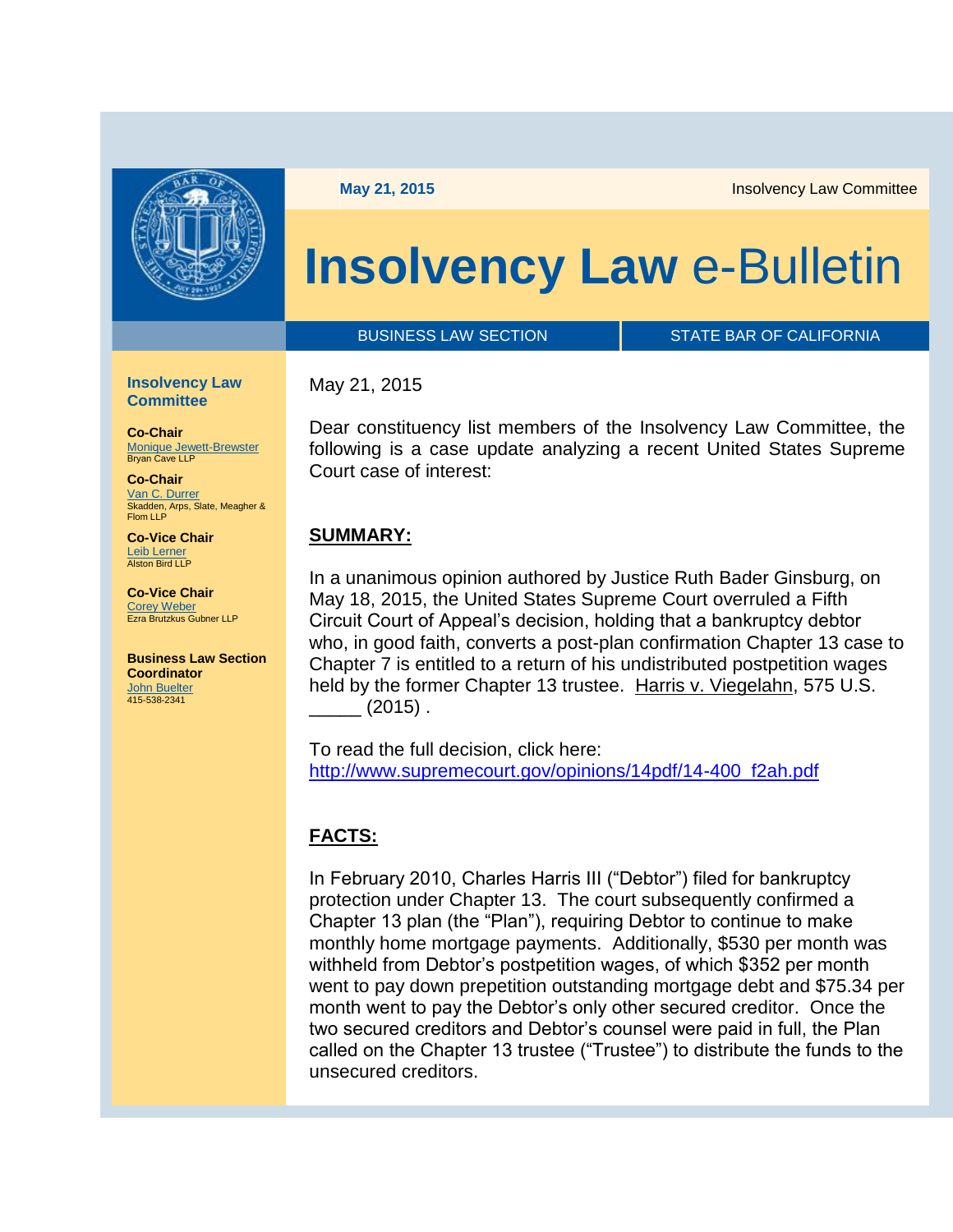May 21, 2015 | Insolvency Law Committee

# Insolvency Law e-Bulletin

BUSINESS LAW SECTION | STATE BAR OF CALIFORNIA

**Insolvency Law Committee**

**Co-Chair**
Monique Jewett-Brewster
Bryan Cave LLP

**Co-Chair**
Van C. Durrer
Skadden, Arps, Slate, Meagher & Flom LLP

**Co-Vice Chair**
Leib Lerner
Alston Bird LLP

**Co-Vice Chair**
Corey Weber
Ezra Brutzkus Gubner LLP

**Business Law Section Coordinator**
John Buelter
415-538-2341

May 21, 2015

Dear constituency list members of the Insolvency Law Committee, the following is a case update analyzing a recent United States Supreme Court case of interest:

## SUMMARY:

In a unanimous opinion authored by Justice Ruth Bader Ginsburg, on May 18, 2015, the United States Supreme Court overruled a Fifth Circuit Court of Appeal's decision, holding that a bankruptcy debtor who, in good faith, converts a post-plan confirmation Chapter 13 case to Chapter 7 is entitled to a return of his undistributed postpetition wages held by the former Chapter 13 trustee. Harris v. Viegelahn, 575 U.S. _____ (2015) .

To read the full decision, click here:
http://www.supremecourt.gov/opinions/14pdf/14-400_f2ah.pdf

## FACTS:

In February 2010, Charles Harris III ("Debtor") filed for bankruptcy protection under Chapter 13. The court subsequently confirmed a Chapter 13 plan (the "Plan"), requiring Debtor to continue to make monthly home mortgage payments. Additionally, $530 per month was withheld from Debtor's postpetition wages, of which $352 per month went to pay down prepetition outstanding mortgage debt and $75.34 per month went to pay the Debtor's only other secured creditor. Once the two secured creditors and Debtor's counsel were paid in full, the Plan called on the Chapter 13 trustee ("Trustee") to distribute the funds to the unsecured creditors.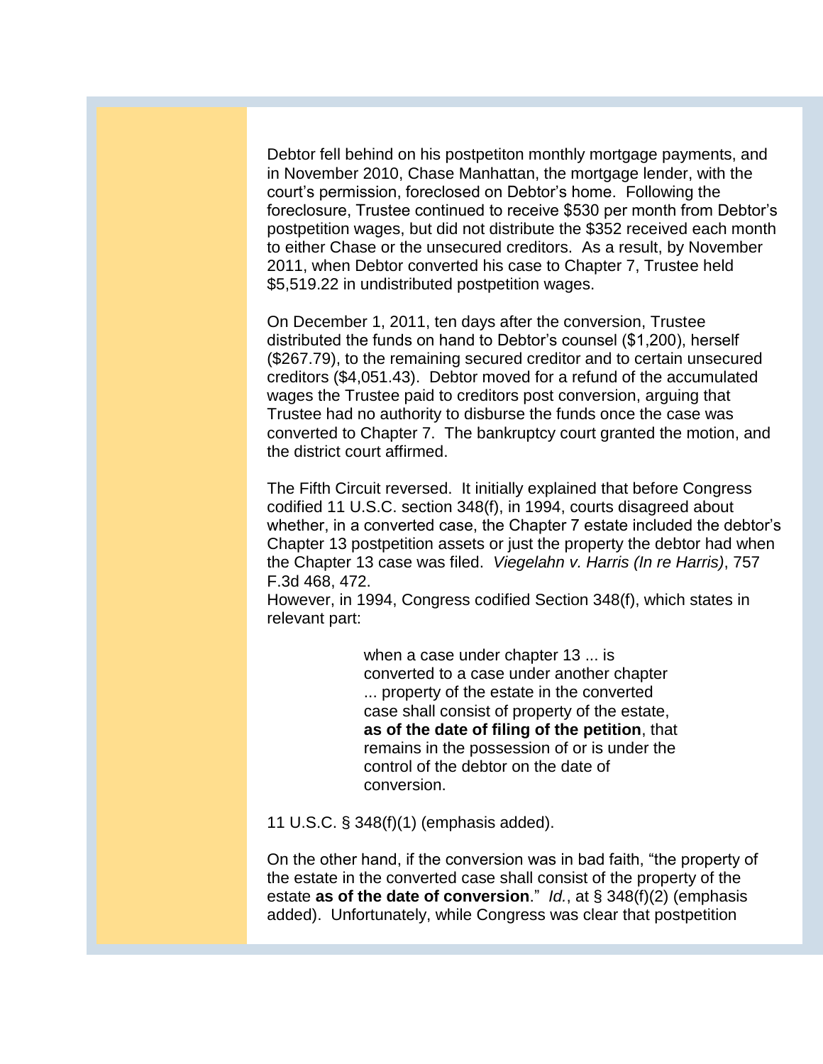Debtor fell behind on his postpetiton monthly mortgage payments, and in November 2010, Chase Manhattan, the mortgage lender, with the court's permission, foreclosed on Debtor's home. Following the foreclosure, Trustee continued to receive $530 per month from Debtor's postpetition wages, but did not distribute the $352 received each month to either Chase or the unsecured creditors. As a result, by November 2011, when Debtor converted his case to Chapter 7, Trustee held $5,519.22 in undistributed postpetition wages.

On December 1, 2011, ten days after the conversion, Trustee distributed the funds on hand to Debtor's counsel ($1,200), herself ($267.79), to the remaining secured creditor and to certain unsecured creditors ($4,051.43). Debtor moved for a refund of the accumulated wages the Trustee paid to creditors post conversion, arguing that Trustee had no authority to disburse the funds once the case was converted to Chapter 7. The bankruptcy court granted the motion, and the district court affirmed.

The Fifth Circuit reversed. It initially explained that before Congress codified 11 U.S.C. section 348(f), in 1994, courts disagreed about whether, in a converted case, the Chapter 7 estate included the debtor's Chapter 13 postpetition assets or just the property the debtor had when the Chapter 13 case was filed. *Viegelahn v. Harris (In re Harris)*, 757 F.3d 468, 472.
However, in 1994, Congress codified Section 348(f), which states in relevant part:

> when a case under chapter 13 ... is converted to a case under another chapter ... property of the estate in the converted case shall consist of property of the estate, **as of the date of filing of the petition**, that remains in the possession of or is under the control of the debtor on the date of conversion.

11 U.S.C. § 348(f)(1) (emphasis added).

On the other hand, if the conversion was in bad faith, "the property of the estate in the converted case shall consist of the property of the estate **as of the date of conversion**." *Id.*, at § 348(f)(2) (emphasis added). Unfortunately, while Congress was clear that postpetition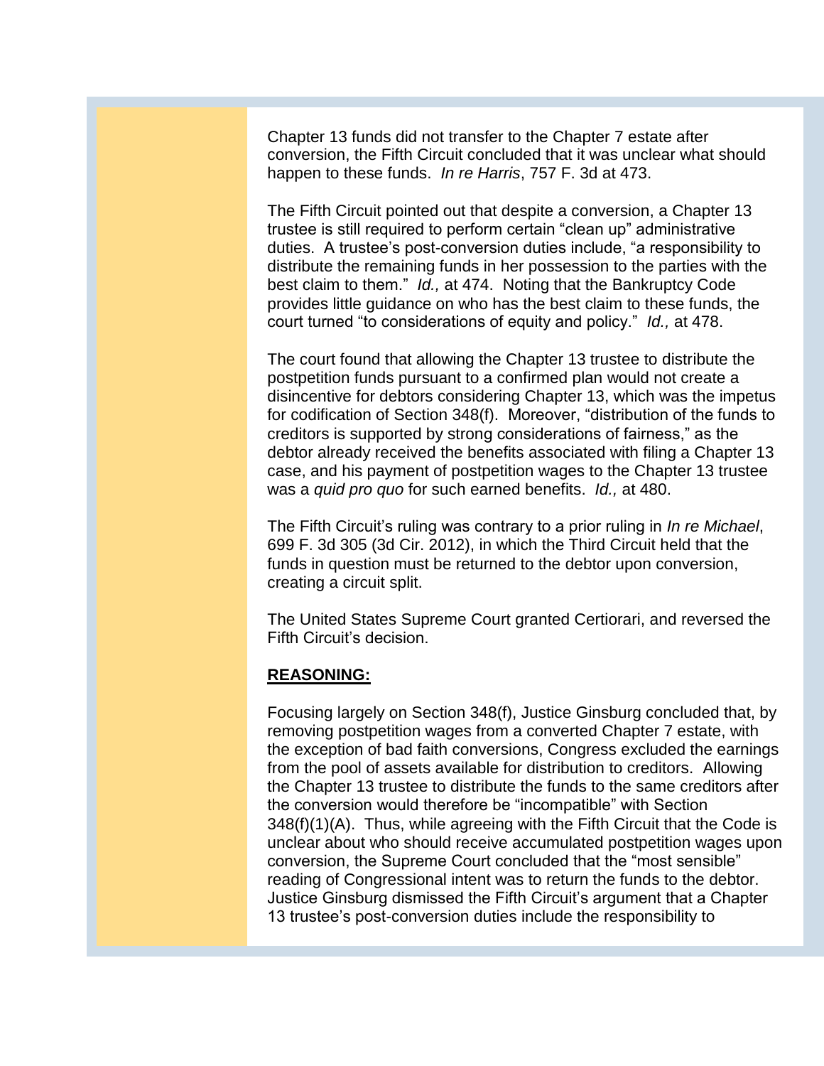Chapter 13 funds did not transfer to the Chapter 7 estate after conversion, the Fifth Circuit concluded that it was unclear what should happen to these funds. *In re Harris*, 757 F. 3d at 473.

The Fifth Circuit pointed out that despite a conversion, a Chapter 13 trustee is still required to perform certain "clean up" administrative duties. A trustee's post-conversion duties include, "a responsibility to distribute the remaining funds in her possession to the parties with the best claim to them." *Id.,* at 474. Noting that the Bankruptcy Code provides little guidance on who has the best claim to these funds, the court turned "to considerations of equity and policy." *Id.,* at 478.

The court found that allowing the Chapter 13 trustee to distribute the postpetition funds pursuant to a confirmed plan would not create a disincentive for debtors considering Chapter 13, which was the impetus for codification of Section 348(f). Moreover, "distribution of the funds to creditors is supported by strong considerations of fairness," as the debtor already received the benefits associated with filing a Chapter 13 case, and his payment of postpetition wages to the Chapter 13 trustee was a *quid pro quo* for such earned benefits. *Id.,* at 480.

The Fifth Circuit's ruling was contrary to a prior ruling in *In re Michael*, 699 F. 3d 305 (3d Cir. 2012), in which the Third Circuit held that the funds in question must be returned to the debtor upon conversion, creating a circuit split.

The United States Supreme Court granted Certiorari, and reversed the Fifth Circuit's decision.

**REASONING:**

Focusing largely on Section 348(f), Justice Ginsburg concluded that, by removing postpetition wages from a converted Chapter 7 estate, with the exception of bad faith conversions, Congress excluded the earnings from the pool of assets available for distribution to creditors. Allowing the Chapter 13 trustee to distribute the funds to the same creditors after the conversion would therefore be "incompatible" with Section 348(f)(1)(A). Thus, while agreeing with the Fifth Circuit that the Code is unclear about who should receive accumulated postpetition wages upon conversion, the Supreme Court concluded that the "most sensible" reading of Congressional intent was to return the funds to the debtor. Justice Ginsburg dismissed the Fifth Circuit's argument that a Chapter 13 trustee's post-conversion duties include the responsibility to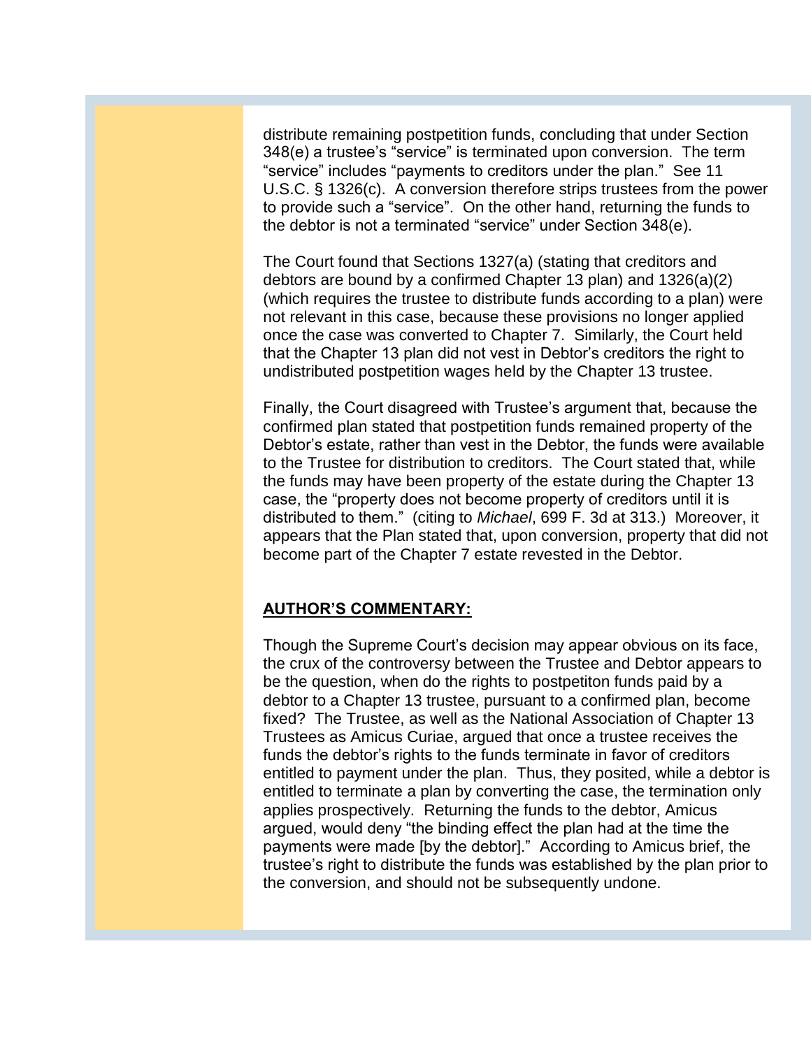distribute remaining postpetition funds, concluding that under Section 348(e) a trustee's "service" is terminated upon conversion. The term "service" includes "payments to creditors under the plan." See 11 U.S.C. § 1326(c). A conversion therefore strips trustees from the power to provide such a "service". On the other hand, returning the funds to the debtor is not a terminated "service" under Section 348(e).

The Court found that Sections 1327(a) (stating that creditors and debtors are bound by a confirmed Chapter 13 plan) and 1326(a)(2) (which requires the trustee to distribute funds according to a plan) were not relevant in this case, because these provisions no longer applied once the case was converted to Chapter 7. Similarly, the Court held that the Chapter 13 plan did not vest in Debtor's creditors the right to undistributed postpetition wages held by the Chapter 13 trustee.

Finally, the Court disagreed with Trustee's argument that, because the confirmed plan stated that postpetition funds remained property of the Debtor's estate, rather than vest in the Debtor, the funds were available to the Trustee for distribution to creditors. The Court stated that, while the funds may have been property of the estate during the Chapter 13 case, the "property does not become property of creditors until it is distributed to them." (citing to *Michael*, 699 F. 3d at 313.) Moreover, it appears that the Plan stated that, upon conversion, property that did not become part of the Chapter 7 estate revested in the Debtor.

**AUTHOR'S COMMENTARY:**

Though the Supreme Court's decision may appear obvious on its face, the crux of the controversy between the Trustee and Debtor appears to be the question, when do the rights to postpetiton funds paid by a debtor to a Chapter 13 trustee, pursuant to a confirmed plan, become fixed? The Trustee, as well as the National Association of Chapter 13 Trustees as Amicus Curiae, argued that once a trustee receives the funds the debtor's rights to the funds terminate in favor of creditors entitled to payment under the plan. Thus, they posited, while a debtor is entitled to terminate a plan by converting the case, the termination only applies prospectively. Returning the funds to the debtor, Amicus argued, would deny "the binding effect the plan had at the time the payments were made [by the debtor]." According to Amicus brief, the trustee's right to distribute the funds was established by the plan prior to the conversion, and should not be subsequently undone.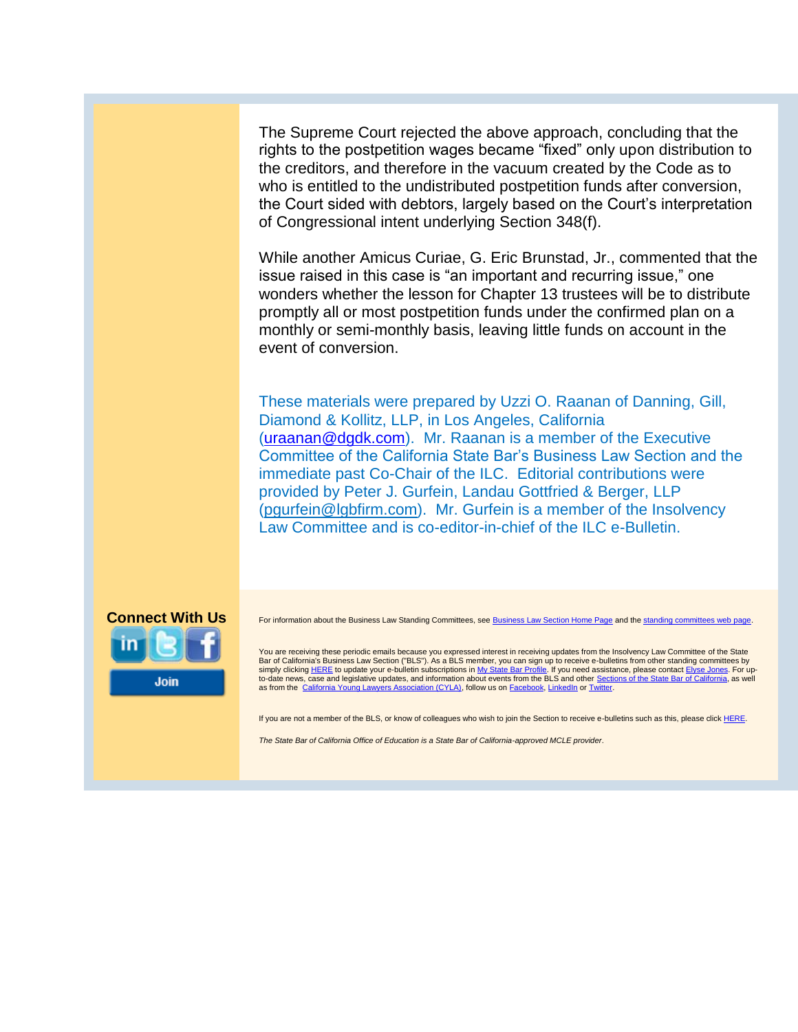The Supreme Court rejected the above approach, concluding that the rights to the postpetition wages became "fixed" only upon distribution to the creditors, and therefore in the vacuum created by the Code as to who is entitled to the undistributed postpetition funds after conversion, the Court sided with debtors, largely based on the Court's interpretation of Congressional intent underlying Section 348(f).

While another Amicus Curiae, G. Eric Brunstad, Jr., commented that the issue raised in this case is "an important and recurring issue," one wonders whether the lesson for Chapter 13 trustees will be to distribute promptly all or most postpetition funds under the confirmed plan on a monthly or semi-monthly basis, leaving little funds on account in the event of conversion.

These materials were prepared by Uzzi O. Raanan of Danning, Gill, Diamond & Kollitz, LLP, in Los Angeles, California (uraanan@dgdk.com). Mr. Raanan is a member of the Executive Committee of the California State Bar's Business Law Section and the immediate past Co-Chair of the ILC. Editorial contributions were provided by Peter J. Gurfein, Landau Gottfried & Berger, LLP (pgurfein@lgbfirm.com). Mr. Gurfein is a member of the Insolvency Law Committee and is co-editor-in-chief of the ILC e-Bulletin.

**Connect With Us**

Join

For information about the Business Law Standing Committees, see Business Law Section Home Page and the standing committees web page.

You are receiving these periodic emails because you expressed interest in receiving updates from the Insolvency Law Committee of the State Bar of California's Business Law Section ("BLS"). As a BLS member, you can sign up to receive e-bulletins from other standing committees by simply clicking HERE to update your e-bulletin subscriptions in My State Bar Profile. If you need assistance, please contact Elyse Jones. For up-to-date news, case and legislative updates, and information about events from the BLS and other Sections of the State Bar of California, as well as from the California Young Lawyers Association (CYLA), follow us on Facebook, LinkedIn or Twitter.

If you are not a member of the BLS, or know of colleagues who wish to join the Section to receive e-bulletins such as this, please click HERE.

*The State Bar of California Office of Education is a State Bar of California-approved MCLE provider.*